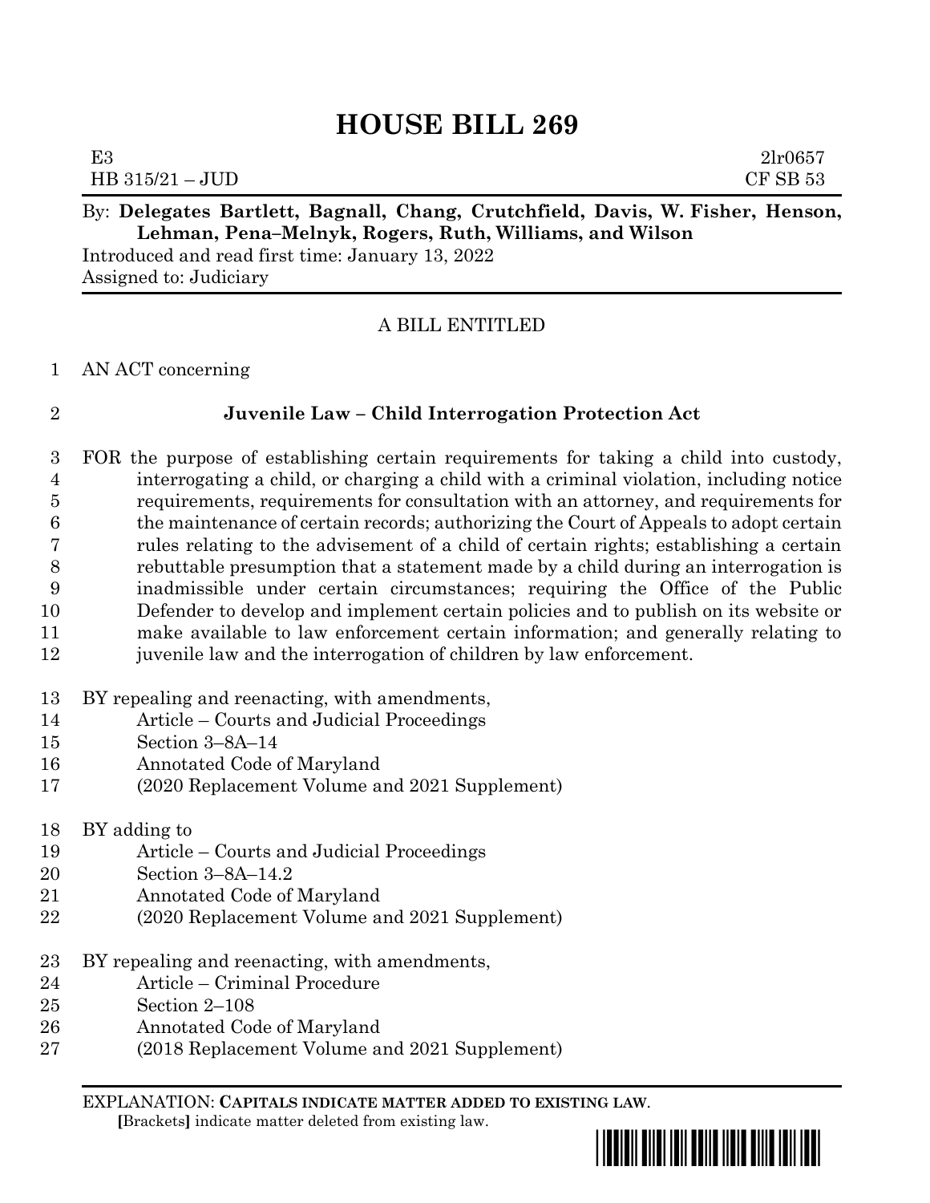# HOUSE BILL 269

E3 2lr0657
HB 315/21 – JUD CF SB 53

By: **Delegates Bartlett, Bagnall, Chang, Crutchfield, Davis, W. Fisher, Henson, Lehman, Pena–Melnyk, Rogers, Ruth, Williams, and Wilson**

Introduced and read first time: January 13, 2022
Assigned to: Judiciary

A BILL ENTITLED

1 AN ACT concerning

2 **Juvenile Law – Child Interrogation Protection Act**

3 FOR the purpose of establishing certain requirements for taking a child into custody,
4 interrogating a child, or charging a child with a criminal violation, including notice
5 requirements, requirements for consultation with an attorney, and requirements for
6 the maintenance of certain records; authorizing the Court of Appeals to adopt certain
7 rules relating to the advisement of a child of certain rights; establishing a certain
8 rebuttable presumption that a statement made by a child during an interrogation is
9 inadmissible under certain circumstances; requiring the Office of the Public
10 Defender to develop and implement certain policies and to publish on its website or
11 make available to law enforcement certain information; and generally relating to
12 juvenile law and the interrogation of children by law enforcement.

13 BY repealing and reenacting, with amendments,
14 Article – Courts and Judicial Proceedings
15 Section 3–8A–14
16 Annotated Code of Maryland
17 (2020 Replacement Volume and 2021 Supplement)

18 BY adding to
19 Article – Courts and Judicial Proceedings
20 Section 3–8A–14.2
21 Annotated Code of Maryland
22 (2020 Replacement Volume and 2021 Supplement)

23 BY repealing and reenacting, with amendments,
24 Article – Criminal Procedure
25 Section 2–108
26 Annotated Code of Maryland
27 (2018 Replacement Volume and 2021 Supplement)

EXPLANATION: **CAPITALS INDICATE MATTER ADDED TO EXISTING LAW.**
**[**Brackets**]** indicate matter deleted from existing law.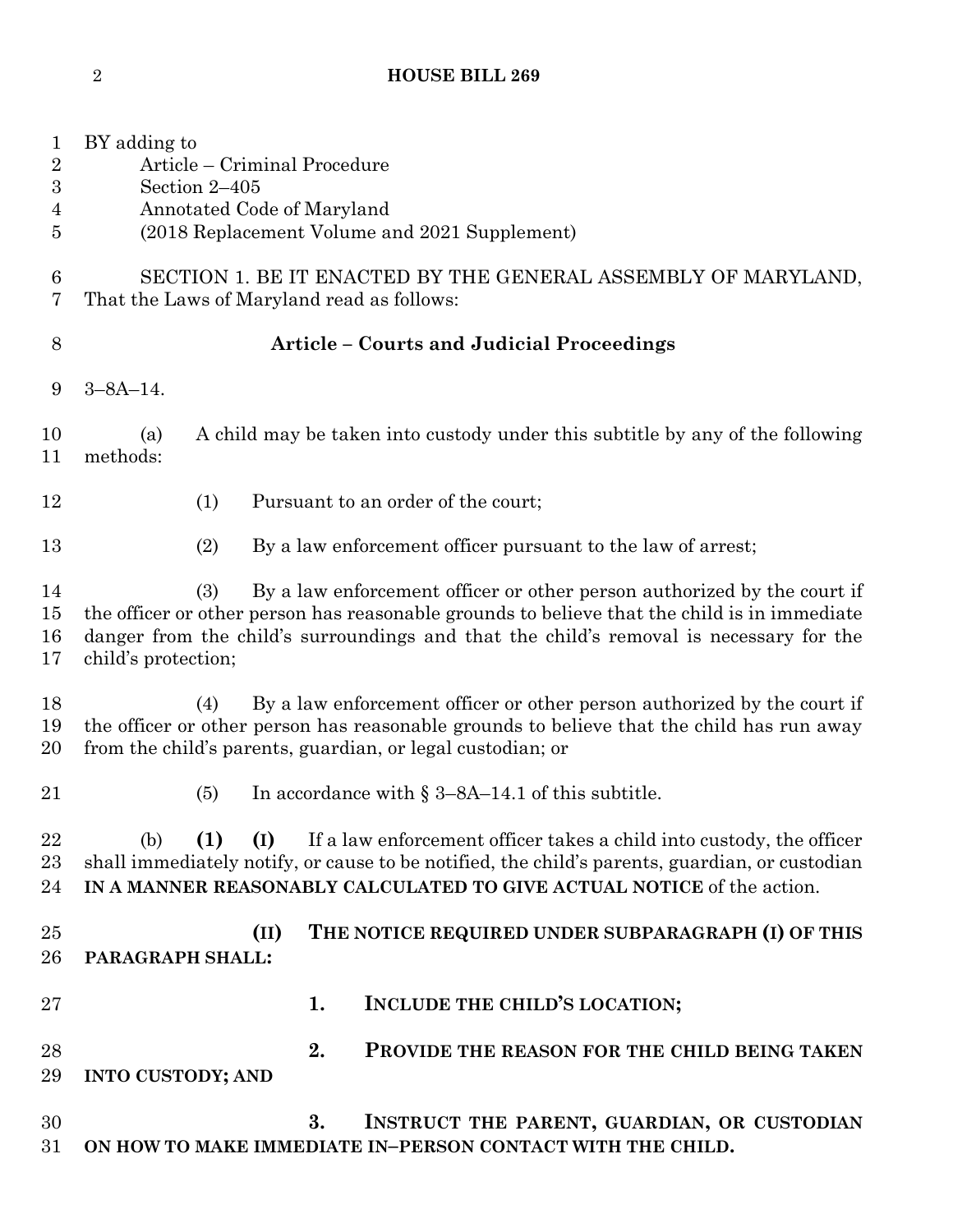BY adding to
Article – Criminal Procedure
Section 2–405
Annotated Code of Maryland
(2018 Replacement Volume and 2021 Supplement)

SECTION 1. BE IT ENACTED BY THE GENERAL ASSEMBLY OF MARYLAND, That the Laws of Maryland read as follows:

**Article – Courts and Judicial Proceedings**

3–8A–14.

(a) A child may be taken into custody under this subtitle by any of the following methods:

(1) Pursuant to an order of the court;

(2) By a law enforcement officer pursuant to the law of arrest;

(3) By a law enforcement officer or other person authorized by the court if the officer or other person has reasonable grounds to believe that the child is in immediate danger from the child's surroundings and that the child's removal is necessary for the child's protection;

(4) By a law enforcement officer or other person authorized by the court if the officer or other person has reasonable grounds to believe that the child has run away from the child's parents, guardian, or legal custodian; or

(5) In accordance with § 3–8A–14.1 of this subtitle.

(b) **(1)** **(I)** If a law enforcement officer takes a child into custody, the officer shall immediately notify, or cause to be notified, the child's parents, guardian, or custodian **IN A MANNER REASONABLY CALCULATED TO GIVE ACTUAL NOTICE** of the action.

**(II) THE NOTICE REQUIRED UNDER SUBPARAGRAPH (I) OF THIS PARAGRAPH SHALL:**

**1. INCLUDE THE CHILD'S LOCATION;**

**2. PROVIDE THE REASON FOR THE CHILD BEING TAKEN INTO CUSTODY; AND**

**3. INSTRUCT THE PARENT, GUARDIAN, OR CUSTODIAN ON HOW TO MAKE IMMEDIATE IN–PERSON CONTACT WITH THE CHILD.**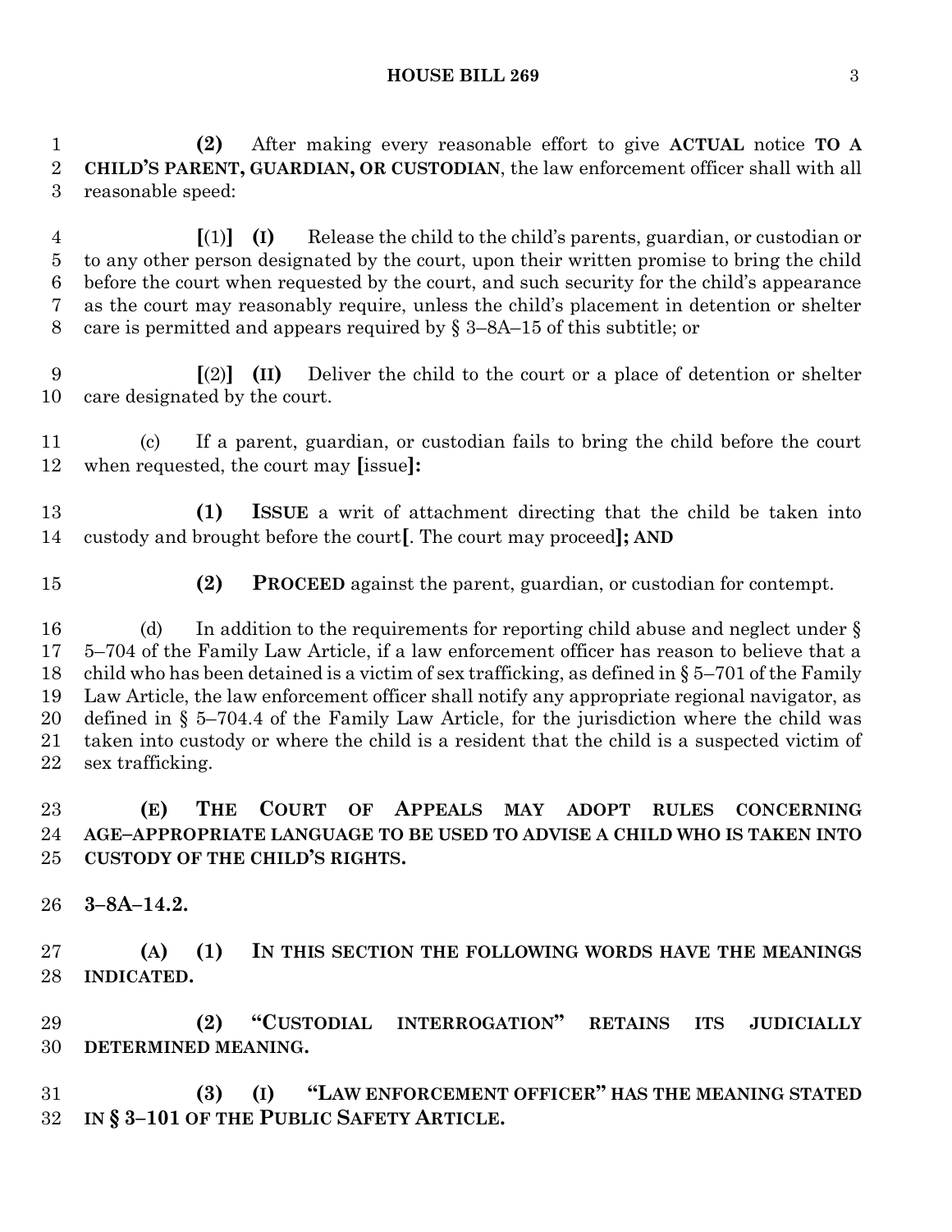**(2)** After making every reasonable effort to give **ACTUAL** notice **TO A CHILD'S PARENT, GUARDIAN, OR CUSTODIAN**, the law enforcement officer shall with all reasonable speed:

**[**(1)**]** **(I)** Release the child to the child's parents, guardian, or custodian or to any other person designated by the court, upon their written promise to bring the child before the court when requested by the court, and such security for the child's appearance as the court may reasonably require, unless the child's placement in detention or shelter care is permitted and appears required by § 3–8A–15 of this subtitle; or

**[**(2)**]** **(II)** Deliver the child to the court or a place of detention or shelter care designated by the court.

(c) If a parent, guardian, or custodian fails to bring the child before the court when requested, the court may **[**issue**]:**

**(1) ISSUE** a writ of attachment directing that the child be taken into custody and brought before the court**[**. The court may proceed**]; AND**

**(2) PROCEED** against the parent, guardian, or custodian for contempt.

(d) In addition to the requirements for reporting child abuse and neglect under § 5–704 of the Family Law Article, if a law enforcement officer has reason to believe that a child who has been detained is a victim of sex trafficking, as defined in § 5–701 of the Family Law Article, the law enforcement officer shall notify any appropriate regional navigator, as defined in § 5–704.4 of the Family Law Article, for the jurisdiction where the child was taken into custody or where the child is a resident that the child is a suspected victim of sex trafficking.

**(E) THE COURT OF APPEALS MAY ADOPT RULES CONCERNING AGE–APPROPRIATE LANGUAGE TO BE USED TO ADVISE A CHILD WHO IS TAKEN INTO CUSTODY OF THE CHILD'S RIGHTS.**

**3–8A–14.2.**

**(A) (1) IN THIS SECTION THE FOLLOWING WORDS HAVE THE MEANINGS INDICATED.**

**(2) "CUSTODIAL INTERROGATION" RETAINS ITS JUDICIALLY DETERMINED MEANING.**

**(3) (I) "LAW ENFORCEMENT OFFICER" HAS THE MEANING STATED IN § 3–101 OF THE PUBLIC SAFETY ARTICLE.**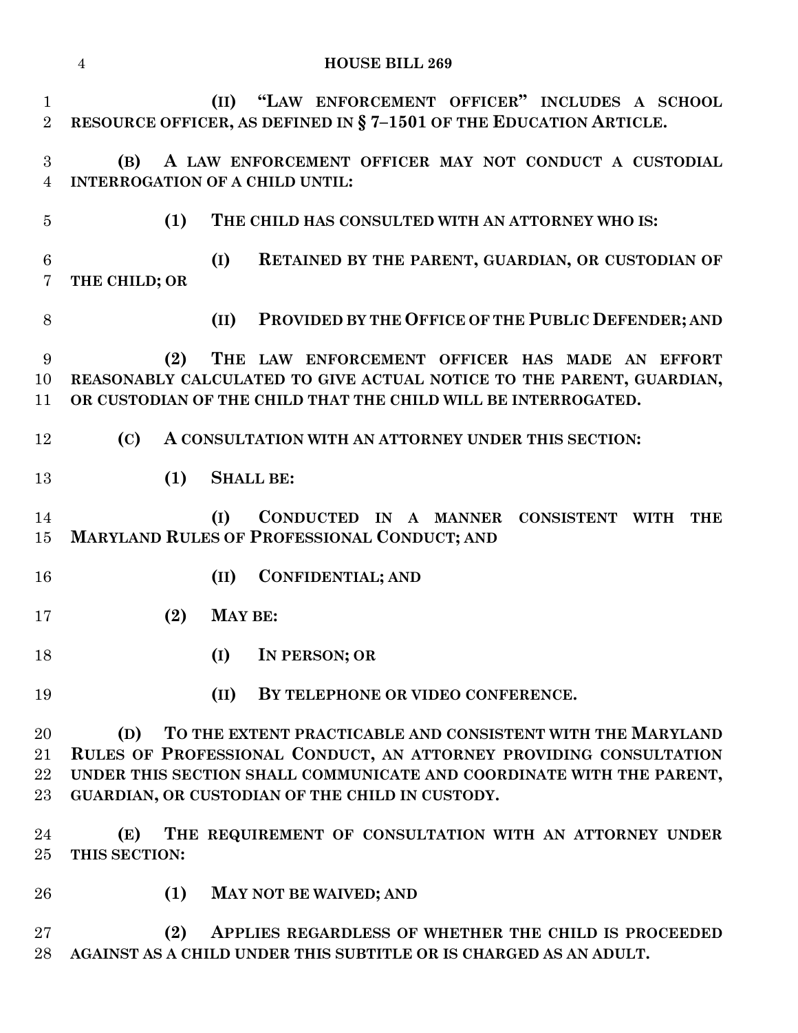(II) "LAW ENFORCEMENT OFFICER" INCLUDES A SCHOOL RESOURCE OFFICER, AS DEFINED IN § 7–1501 OF THE EDUCATION ARTICLE.

**(B) A LAW ENFORCEMENT OFFICER MAY NOT CONDUCT A CUSTODIAL INTERROGATION OF A CHILD UNTIL:**

**(1) THE CHILD HAS CONSULTED WITH AN ATTORNEY WHO IS:**

**(I) RETAINED BY THE PARENT, GUARDIAN, OR CUSTODIAN OF THE CHILD; OR**

**(II) PROVIDED BY THE OFFICE OF THE PUBLIC DEFENDER; AND**

**(2) THE LAW ENFORCEMENT OFFICER HAS MADE AN EFFORT REASONABLY CALCULATED TO GIVE ACTUAL NOTICE TO THE PARENT, GUARDIAN, OR CUSTODIAN OF THE CHILD THAT THE CHILD WILL BE INTERROGATED.**

**(C) A CONSULTATION WITH AN ATTORNEY UNDER THIS SECTION:**

**(1) SHALL BE:**

**(I) CONDUCTED IN A MANNER CONSISTENT WITH THE MARYLAND RULES OF PROFESSIONAL CONDUCT; AND**

**(II) CONFIDENTIAL; AND**

**(2) MAY BE:**

**(I) IN PERSON; OR**

**(II) BY TELEPHONE OR VIDEO CONFERENCE.**

**(D) TO THE EXTENT PRACTICABLE AND CONSISTENT WITH THE MARYLAND RULES OF PROFESSIONAL CONDUCT, AN ATTORNEY PROVIDING CONSULTATION UNDER THIS SECTION SHALL COMMUNICATE AND COORDINATE WITH THE PARENT, GUARDIAN, OR CUSTODIAN OF THE CHILD IN CUSTODY.**

**(E) THE REQUIREMENT OF CONSULTATION WITH AN ATTORNEY UNDER THIS SECTION:**

**(1) MAY NOT BE WAIVED; AND**

**(2) APPLIES REGARDLESS OF WHETHER THE CHILD IS PROCEEDED AGAINST AS A CHILD UNDER THIS SUBTITLE OR IS CHARGED AS AN ADULT.**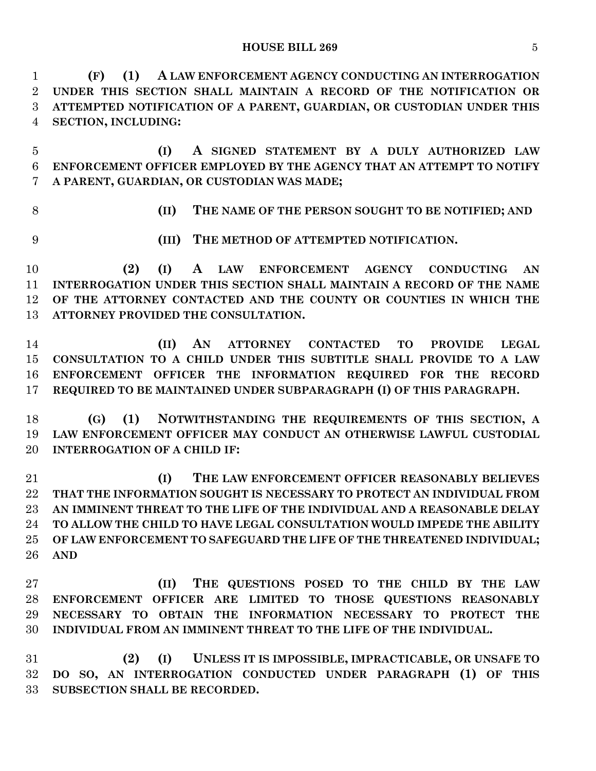**(F) (1) A LAW ENFORCEMENT AGENCY CONDUCTING AN INTERROGATION UNDER THIS SECTION SHALL MAINTAIN A RECORD OF THE NOTIFICATION OR ATTEMPTED NOTIFICATION OF A PARENT, GUARDIAN, OR CUSTODIAN UNDER THIS SECTION, INCLUDING:**

**(I) A SIGNED STATEMENT BY A DULY AUTHORIZED LAW ENFORCEMENT OFFICER EMPLOYED BY THE AGENCY THAT AN ATTEMPT TO NOTIFY A PARENT, GUARDIAN, OR CUSTODIAN WAS MADE;**

**(II) THE NAME OF THE PERSON SOUGHT TO BE NOTIFIED; AND**

**(III) THE METHOD OF ATTEMPTED NOTIFICATION.**

**(2) (I) A LAW ENFORCEMENT AGENCY CONDUCTING AN INTERROGATION UNDER THIS SECTION SHALL MAINTAIN A RECORD OF THE NAME OF THE ATTORNEY CONTACTED AND THE COUNTY OR COUNTIES IN WHICH THE ATTORNEY PROVIDED THE CONSULTATION.**

**(II) AN ATTORNEY CONTACTED TO PROVIDE LEGAL CONSULTATION TO A CHILD UNDER THIS SUBTITLE SHALL PROVIDE TO A LAW ENFORCEMENT OFFICER THE INFORMATION REQUIRED FOR THE RECORD REQUIRED TO BE MAINTAINED UNDER SUBPARAGRAPH (I) OF THIS PARAGRAPH.**

**(G) (1) NOTWITHSTANDING THE REQUIREMENTS OF THIS SECTION, A LAW ENFORCEMENT OFFICER MAY CONDUCT AN OTHERWISE LAWFUL CUSTODIAL INTERROGATION OF A CHILD IF:**

**(I) THE LAW ENFORCEMENT OFFICER REASONABLY BELIEVES THAT THE INFORMATION SOUGHT IS NECESSARY TO PROTECT AN INDIVIDUAL FROM AN IMMINENT THREAT TO THE LIFE OF THE INDIVIDUAL AND A REASONABLE DELAY TO ALLOW THE CHILD TO HAVE LEGAL CONSULTATION WOULD IMPEDE THE ABILITY OF LAW ENFORCEMENT TO SAFEGUARD THE LIFE OF THE THREATENED INDIVIDUAL; AND**

**(II) THE QUESTIONS POSED TO THE CHILD BY THE LAW ENFORCEMENT OFFICER ARE LIMITED TO THOSE QUESTIONS REASONABLY NECESSARY TO OBTAIN THE INFORMATION NECESSARY TO PROTECT THE INDIVIDUAL FROM AN IMMINENT THREAT TO THE LIFE OF THE INDIVIDUAL.**

**(2) (I) UNLESS IT IS IMPOSSIBLE, IMPRACTICABLE, OR UNSAFE TO DO SO, AN INTERROGATION CONDUCTED UNDER PARAGRAPH (1) OF THIS SUBSECTION SHALL BE RECORDED.**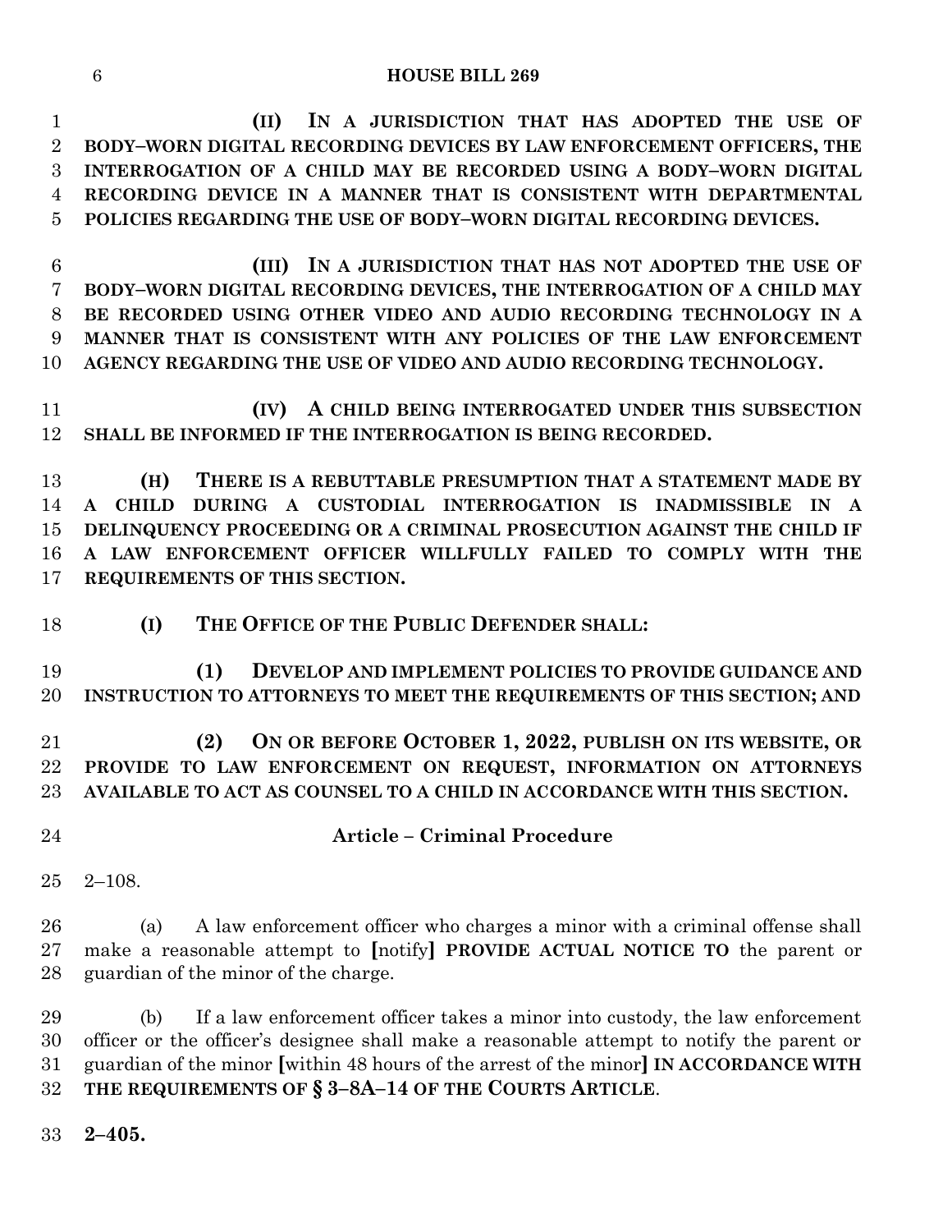**(II) IN A JURISDICTION THAT HAS ADOPTED THE USE OF BODY–WORN DIGITAL RECORDING DEVICES BY LAW ENFORCEMENT OFFICERS, THE INTERROGATION OF A CHILD MAY BE RECORDED USING A BODY–WORN DIGITAL RECORDING DEVICE IN A MANNER THAT IS CONSISTENT WITH DEPARTMENTAL POLICIES REGARDING THE USE OF BODY–WORN DIGITAL RECORDING DEVICES.**

**(III) IN A JURISDICTION THAT HAS NOT ADOPTED THE USE OF BODY–WORN DIGITAL RECORDING DEVICES, THE INTERROGATION OF A CHILD MAY BE RECORDED USING OTHER VIDEO AND AUDIO RECORDING TECHNOLOGY IN A MANNER THAT IS CONSISTENT WITH ANY POLICIES OF THE LAW ENFORCEMENT AGENCY REGARDING THE USE OF VIDEO AND AUDIO RECORDING TECHNOLOGY.**

**(IV) A CHILD BEING INTERROGATED UNDER THIS SUBSECTION SHALL BE INFORMED IF THE INTERROGATION IS BEING RECORDED.**

**(H) THERE IS A REBUTTABLE PRESUMPTION THAT A STATEMENT MADE BY A CHILD DURING A CUSTODIAL INTERROGATION IS INADMISSIBLE IN A DELINQUENCY PROCEEDING OR A CRIMINAL PROSECUTION AGAINST THE CHILD IF A LAW ENFORCEMENT OFFICER WILLFULLY FAILED TO COMPLY WITH THE REQUIREMENTS OF THIS SECTION.**

**(I) THE OFFICE OF THE PUBLIC DEFENDER SHALL:**

**(1) DEVELOP AND IMPLEMENT POLICIES TO PROVIDE GUIDANCE AND INSTRUCTION TO ATTORNEYS TO MEET THE REQUIREMENTS OF THIS SECTION; AND**

**(2) ON OR BEFORE OCTOBER 1, 2022, PUBLISH ON ITS WEBSITE, OR PROVIDE TO LAW ENFORCEMENT ON REQUEST, INFORMATION ON ATTORNEYS AVAILABLE TO ACT AS COUNSEL TO A CHILD IN ACCORDANCE WITH THIS SECTION.**

## Article – Criminal Procedure

2–108.

(a) A law enforcement officer who charges a minor with a criminal offense shall make a reasonable attempt to [notify] **PROVIDE ACTUAL NOTICE TO** the parent or guardian of the minor of the charge.

(b) If a law enforcement officer takes a minor into custody, the law enforcement officer or the officer's designee shall make a reasonable attempt to notify the parent or guardian of the minor [within 48 hours of the arrest of the minor] **IN ACCORDANCE WITH THE REQUIREMENTS OF § 3–8A–14 OF THE COURTS ARTICLE**.

**2–405.**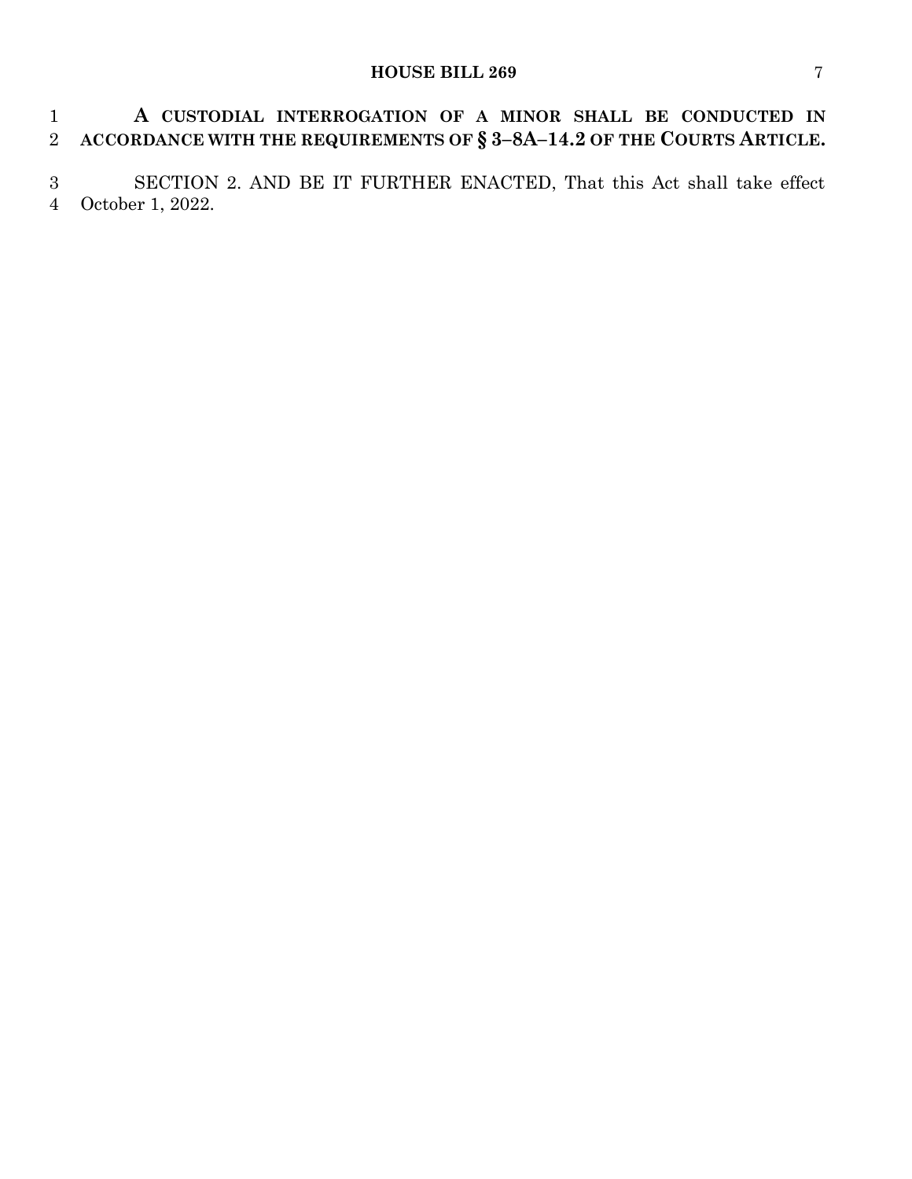**A CUSTODIAL INTERROGATION OF A MINOR SHALL BE CONDUCTED IN ACCORDANCE WITH THE REQUIREMENTS OF § 3–8A–14.2 OF THE COURTS ARTICLE.**

SECTION 2. AND BE IT FURTHER ENACTED, That this Act shall take effect October 1, 2022.